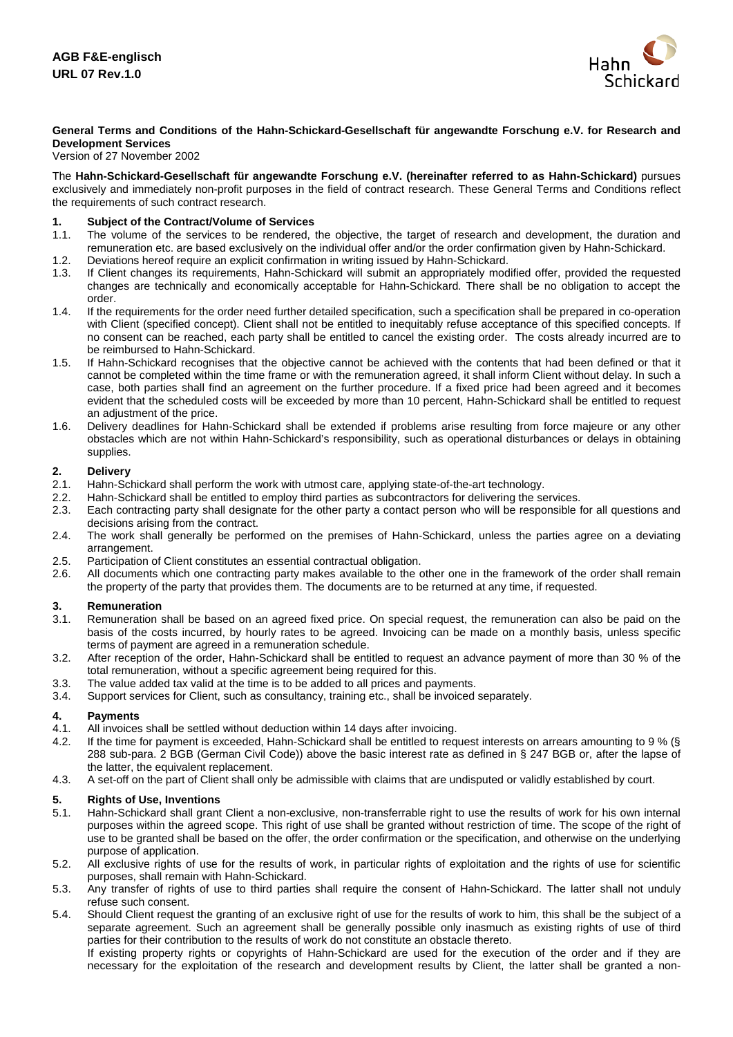**AGB F&E-englisch**
**URL 07 Rev.1.0**

**General Terms and Conditions of the Hahn-Schickard-Gesellschaft für angewandte Forschung e.V. for Research and Development Services**
Version of 27 November 2002

The **Hahn-Schickard-Gesellschaft für angewandte Forschung e.V. (hereinafter referred to as Hahn-Schickard)** pursues exclusively and immediately non-profit purposes in the field of contract research. These General Terms and Conditions reflect the requirements of such contract research.

## 1. Subject of the Contract/Volume of Services

1.1. The volume of the services to be rendered, the objective, the target of research and development, the duration and remuneration etc. are based exclusively on the individual offer and/or the order confirmation given by Hahn-Schickard.

1.2. Deviations hereof require an explicit confirmation in writing issued by Hahn-Schickard.

1.3. If Client changes its requirements, Hahn-Schickard will submit an appropriately modified offer, provided the requested changes are technically and economically acceptable for Hahn-Schickard. There shall be no obligation to accept the order.

1.4. If the requirements for the order need further detailed specification, such a specification shall be prepared in co-operation with Client (specified concept). Client shall not be entitled to inequitably refuse acceptance of this specified concepts. If no consent can be reached, each party shall be entitled to cancel the existing order. The costs already incurred are to be reimbursed to Hahn-Schickard.

1.5. If Hahn-Schickard recognises that the objective cannot be achieved with the contents that had been defined or that it cannot be completed within the time frame or with the remuneration agreed, it shall inform Client without delay. In such a case, both parties shall find an agreement on the further procedure. If a fixed price had been agreed and it becomes evident that the scheduled costs will be exceeded by more than 10 percent, Hahn-Schickard shall be entitled to request an adjustment of the price.

1.6. Delivery deadlines for Hahn-Schickard shall be extended if problems arise resulting from force majeure or any other obstacles which are not within Hahn-Schickard's responsibility, such as operational disturbances or delays in obtaining supplies.

## 2. Delivery

2.1. Hahn-Schickard shall perform the work with utmost care, applying state-of-the-art technology.

2.2. Hahn-Schickard shall be entitled to employ third parties as subcontractors for delivering the services.

2.3. Each contracting party shall designate for the other party a contact person who will be responsible for all questions and decisions arising from the contract.

2.4. The work shall generally be performed on the premises of Hahn-Schickard, unless the parties agree on a deviating arrangement.

2.5. Participation of Client constitutes an essential contractual obligation.

2.6. All documents which one contracting party makes available to the other one in the framework of the order shall remain the property of the party that provides them. The documents are to be returned at any time, if requested.

## 3. Remuneration

3.1. Remuneration shall be based on an agreed fixed price. On special request, the remuneration can also be paid on the basis of the costs incurred, by hourly rates to be agreed. Invoicing can be made on a monthly basis, unless specific terms of payment are agreed in a remuneration schedule.

3.2. After reception of the order, Hahn-Schickard shall be entitled to request an advance payment of more than 30 % of the total remuneration, without a specific agreement being required for this.

3.3. The value added tax valid at the time is to be added to all prices and payments.

3.4. Support services for Client, such as consultancy, training etc., shall be invoiced separately.

## 4. Payments

4.1. All invoices shall be settled without deduction within 14 days after invoicing.

4.2. If the time for payment is exceeded, Hahn-Schickard shall be entitled to request interests on arrears amounting to 9 % (§ 288 sub-para. 2 BGB (German Civil Code)) above the basic interest rate as defined in § 247 BGB or, after the lapse of the latter, the equivalent replacement.

4.3. A set-off on the part of Client shall only be admissible with claims that are undisputed or validly established by court.

## 5. Rights of Use, Inventions

5.1. Hahn-Schickard shall grant Client a non-exclusive, non-transferrable right to use the results of work for his own internal purposes within the agreed scope. This right of use shall be granted without restriction of time. The scope of the right of use to be granted shall be based on the offer, the order confirmation or the specification, and otherwise on the underlying purpose of application.

5.2. All exclusive rights of use for the results of work, in particular rights of exploitation and the rights of use for scientific purposes, shall remain with Hahn-Schickard.

5.3. Any transfer of rights of use to third parties shall require the consent of Hahn-Schickard. The latter shall not unduly refuse such consent.

5.4. Should Client request the granting of an exclusive right of use for the results of work to him, this shall be the subject of a separate agreement. Such an agreement shall be generally possible only inasmuch as existing rights of use of third parties for their contribution to the results of work do not constitute an obstacle thereto.
If existing property rights or copyrights of Hahn-Schickard are used for the execution of the order and if they are necessary for the exploitation of the research and development results by Client, the latter shall be granted a non-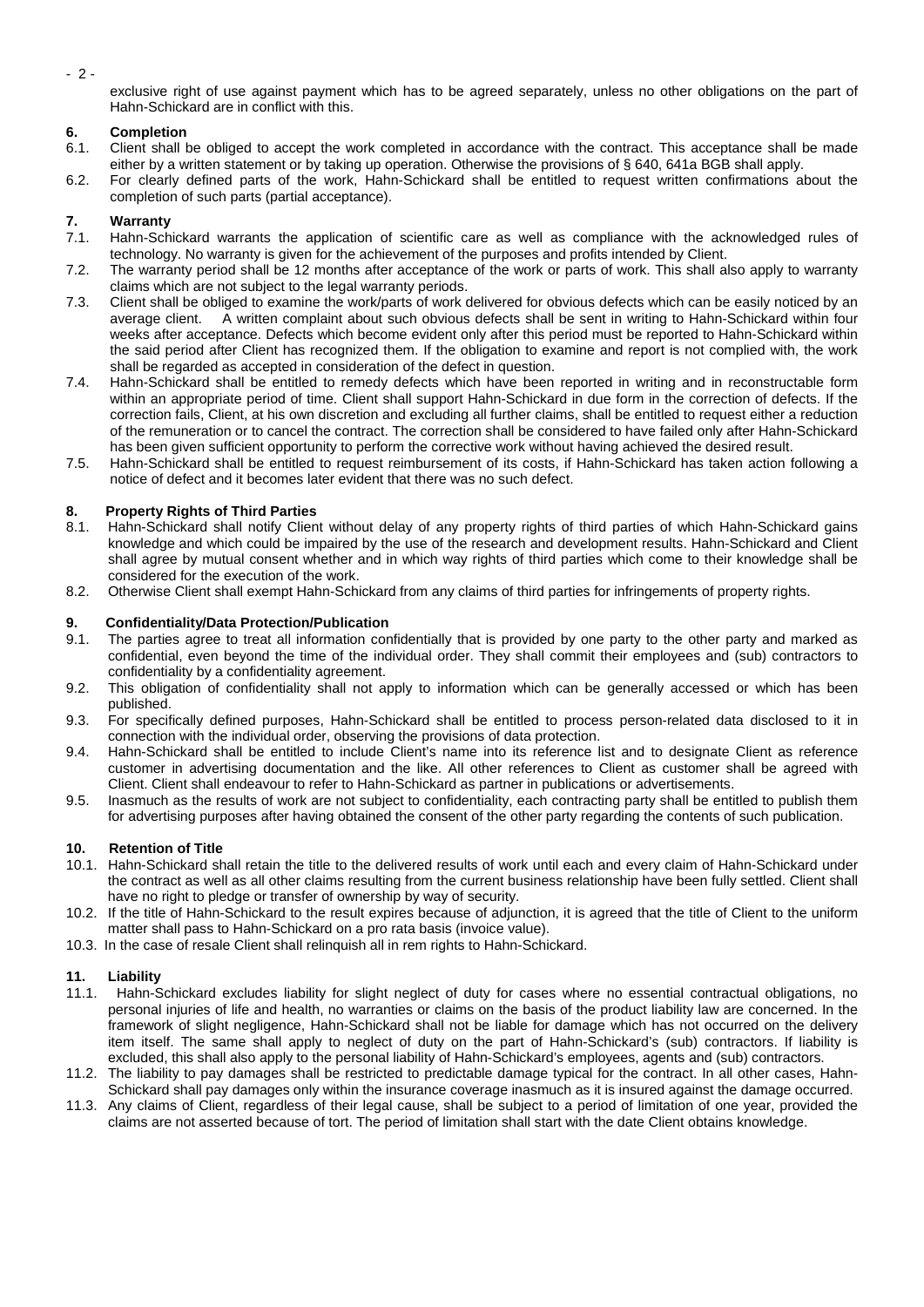exclusive right of use against payment which has to be agreed separately, unless no other obligations on the part of Hahn-Schickard are in conflict with this.

## 6. Completion

6.1. Client shall be obliged to accept the work completed in accordance with the contract. This acceptance shall be made either by a written statement or by taking up operation. Otherwise the provisions of § 640, 641a BGB shall apply.

6.2. For clearly defined parts of the work, Hahn-Schickard shall be entitled to request written confirmations about the completion of such parts (partial acceptance).

## 7. Warranty

7.1. Hahn-Schickard warrants the application of scientific care as well as compliance with the acknowledged rules of technology. No warranty is given for the achievement of the purposes and profits intended by Client.

7.2. The warranty period shall be 12 months after acceptance of the work or parts of work. This shall also apply to warranty claims which are not subject to the legal warranty periods.

7.3. Client shall be obliged to examine the work/parts of work delivered for obvious defects which can be easily noticed by an average client. A written complaint about such obvious defects shall be sent in writing to Hahn-Schickard within four weeks after acceptance. Defects which become evident only after this period must be reported to Hahn-Schickard within the said period after Client has recognized them. If the obligation to examine and report is not complied with, the work shall be regarded as accepted in consideration of the defect in question.

7.4. Hahn-Schickard shall be entitled to remedy defects which have been reported in writing and in reconstructable form within an appropriate period of time. Client shall support Hahn-Schickard in due form in the correction of defects. If the correction fails, Client, at his own discretion and excluding all further claims, shall be entitled to request either a reduction of the remuneration or to cancel the contract. The correction shall be considered to have failed only after Hahn-Schickard has been given sufficient opportunity to perform the corrective work without having achieved the desired result.

7.5. Hahn-Schickard shall be entitled to request reimbursement of its costs, if Hahn-Schickard has taken action following a notice of defect and it becomes later evident that there was no such defect.

## 8. Property Rights of Third Parties

8.1. Hahn-Schickard shall notify Client without delay of any property rights of third parties of which Hahn-Schickard gains knowledge and which could be impaired by the use of the research and development results. Hahn-Schickard and Client shall agree by mutual consent whether and in which way rights of third parties which come to their knowledge shall be considered for the execution of the work.

8.2. Otherwise Client shall exempt Hahn-Schickard from any claims of third parties for infringements of property rights.

## 9. Confidentiality/Data Protection/Publication

9.1. The parties agree to treat all information confidentially that is provided by one party to the other party and marked as confidential, even beyond the time of the individual order. They shall commit their employees and (sub) contractors to confidentiality by a confidentiality agreement.

9.2. This obligation of confidentiality shall not apply to information which can be generally accessed or which has been published.

9.3. For specifically defined purposes, Hahn-Schickard shall be entitled to process person-related data disclosed to it in connection with the individual order, observing the provisions of data protection.

9.4. Hahn-Schickard shall be entitled to include Client's name into its reference list and to designate Client as reference customer in advertising documentation and the like. All other references to Client as customer shall be agreed with Client. Client shall endeavour to refer to Hahn-Schickard as partner in publications or advertisements.

9.5. Inasmuch as the results of work are not subject to confidentiality, each contracting party shall be entitled to publish them for advertising purposes after having obtained the consent of the other party regarding the contents of such publication.

## 10. Retention of Title

10.1. Hahn-Schickard shall retain the title to the delivered results of work until each and every claim of Hahn-Schickard under the contract as well as all other claims resulting from the current business relationship have been fully settled. Client shall have no right to pledge or transfer of ownership by way of security.

10.2. If the title of Hahn-Schickard to the result expires because of adjunction, it is agreed that the title of Client to the uniform matter shall pass to Hahn-Schickard on a pro rata basis (invoice value).

10.3. In the case of resale Client shall relinquish all in rem rights to Hahn-Schickard.

## 11. Liability

11.1. Hahn-Schickard excludes liability for slight neglect of duty for cases where no essential contractual obligations, no personal injuries of life and health, no warranties or claims on the basis of the product liability law are concerned. In the framework of slight negligence, Hahn-Schickard shall not be liable for damage which has not occurred on the delivery item itself. The same shall apply to neglect of duty on the part of Hahn-Schickard's (sub) contractors. If liability is excluded, this shall also apply to the personal liability of Hahn-Schickard's employees, agents and (sub) contractors.

11.2. The liability to pay damages shall be restricted to predictable damage typical for the contract. In all other cases, Hahn-Schickard shall pay damages only within the insurance coverage inasmuch as it is insured against the damage occurred.

11.3. Any claims of Client, regardless of their legal cause, shall be subject to a period of limitation of one year, provided the claims are not asserted because of tort. The period of limitation shall start with the date Client obtains knowledge.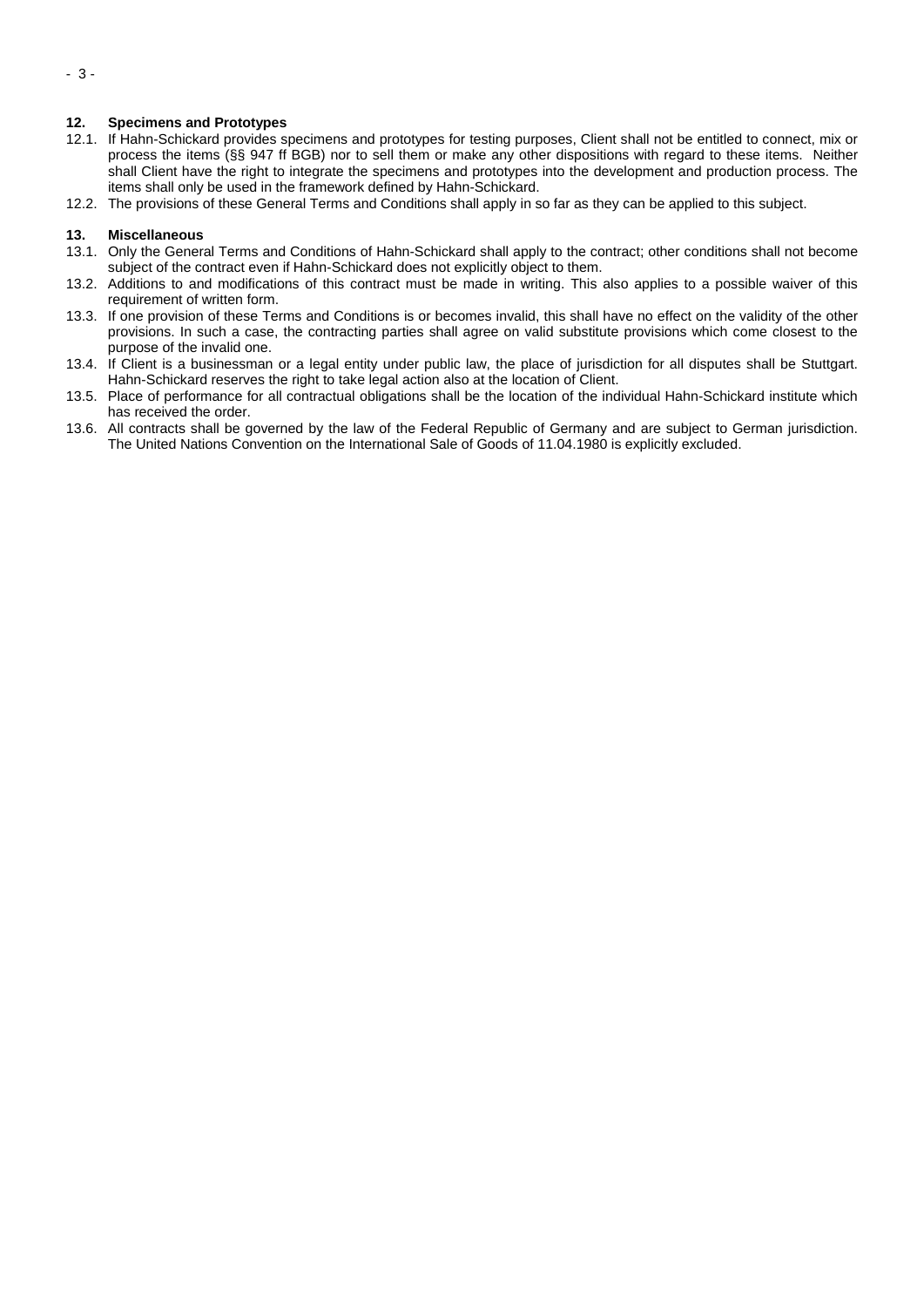## 12. Specimens and Prototypes

12.1. If Hahn-Schickard provides specimens and prototypes for testing purposes, Client shall not be entitled to connect, mix or process the items (§§ 947 ff BGB) nor to sell them or make any other dispositions with regard to these items. Neither shall Client have the right to integrate the specimens and prototypes into the development and production process. The items shall only be used in the framework defined by Hahn-Schickard.

12.2. The provisions of these General Terms and Conditions shall apply in so far as they can be applied to this subject.

## 13. Miscellaneous

13.1. Only the General Terms and Conditions of Hahn-Schickard shall apply to the contract; other conditions shall not become subject of the contract even if Hahn-Schickard does not explicitly object to them.

13.2. Additions to and modifications of this contract must be made in writing. This also applies to a possible waiver of this requirement of written form.

13.3. If one provision of these Terms and Conditions is or becomes invalid, this shall have no effect on the validity of the other provisions. In such a case, the contracting parties shall agree on valid substitute provisions which come closest to the purpose of the invalid one.

13.4. If Client is a businessman or a legal entity under public law, the place of jurisdiction for all disputes shall be Stuttgart. Hahn-Schickard reserves the right to take legal action also at the location of Client.

13.5. Place of performance for all contractual obligations shall be the location of the individual Hahn-Schickard institute which has received the order.

13.6. All contracts shall be governed by the law of the Federal Republic of Germany and are subject to German jurisdiction. The United Nations Convention on the International Sale of Goods of 11.04.1980 is explicitly excluded.